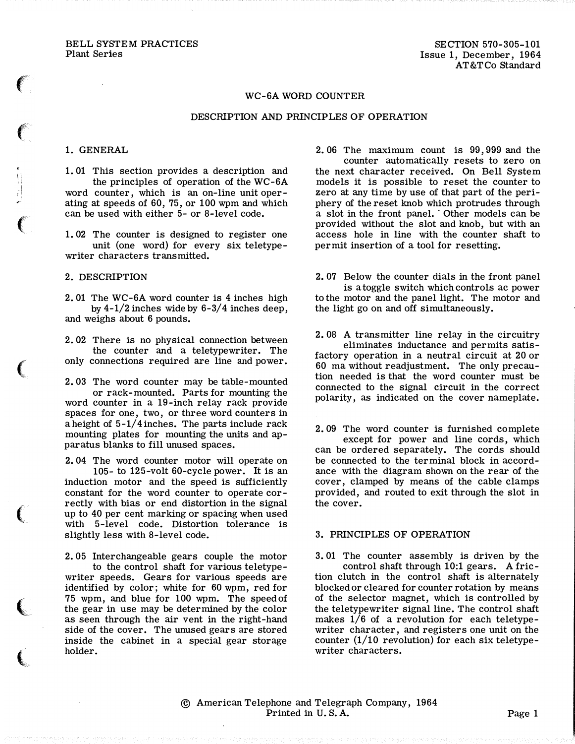BELL SYSTEM PRACTICES
Plant Series

SECTION 570-305-101
Issue 1, December, 1964
AT&TCo Standard

# WC-6A WORD COUNTER

## DESCRIPTION AND PRINCIPLES OF OPERATION

## 1. GENERAL

1.01 This section provides a description and the principles of operation of the WC-6A word counter, which is an on-line unit operating at speeds of 60, 75, or 100 wpm and which can be used with either 5- or 8-level code.

1.02 The counter is designed to register one unit (one word) for every six teletypewriter characters transmitted.

## 2. DESCRIPTION

2.01 The WC-6A word counter is 4 inches high by 4-1/2 inches wide by 6-3/4 inches deep, and weighs about 6 pounds.

2.02 There is no physical connection between the counter and a teletypewriter. The only connections required are line and power.

2.03 The word counter may be table-mounted or rack-mounted. Parts for mounting the word counter in a 19-inch relay rack provide spaces for one, two, or three word counters in a height of 5-1/4 inches. The parts include rack mounting plates for mounting the units and apparatus blanks to fill unused spaces.

2.04 The word counter motor will operate on 105- to 125-volt 60-cycle power. It is an induction motor and the speed is sufficiently constant for the word counter to operate correctly with bias or end distortion in the signal up to 40 per cent marking or spacing when used with 5-level code. Distortion tolerance is slightly less with 8-level code.

2.05 Interchangeable gears couple the motor to the control shaft for various teletypewriter speeds. Gears for various speeds are identified by color; white for 60 wpm, red for 75 wpm, and blue for 100 wpm. The speed of the gear in use may be determined by the color as seen through the air vent in the right-hand side of the cover. The unused gears are stored inside the cabinet in a special gear storage holder.

2.06 The maximum count is 99,999 and the counter automatically resets to zero on the next character received. On Bell System models it is possible to reset the counter to zero at any time by use of that part of the periphery of the reset knob which protrudes through a slot in the front panel. Other models can be provided without the slot and knob, but with an access hole in line with the counter shaft to permit insertion of a tool for resetting.

2.07 Below the counter dials in the front panel is a toggle switch which controls ac power to the motor and the panel light. The motor and the light go on and off simultaneously.

2.08 A transmitter line relay in the circuitry eliminates inductance and permits satisfactory operation in a neutral circuit at 20 or 60 ma without readjustment. The only precaution needed is that the word counter must be connected to the signal circuit in the correct polarity, as indicated on the cover nameplate.

2.09 The word counter is furnished complete except for power and line cords, which can be ordered separately. The cords should be connected to the terminal block in accordance with the diagram shown on the rear of the cover, clamped by means of the cable clamps provided, and routed to exit through the slot in the cover.

## 3. PRINCIPLES OF OPERATION

3.01 The counter assembly is driven by the control shaft through 10:1 gears. A friction clutch in the control shaft is alternately blocked or cleared for counter rotation by means of the selector magnet, which is controlled by the teletypewriter signal line. The control shaft makes 1/6 of a revolution for each teletypewriter character, and registers one unit on the counter (1/10 revolution) for each six teletypewriter characters.

© American Telephone and Telegraph Company, 1964
Printed in U. S. A.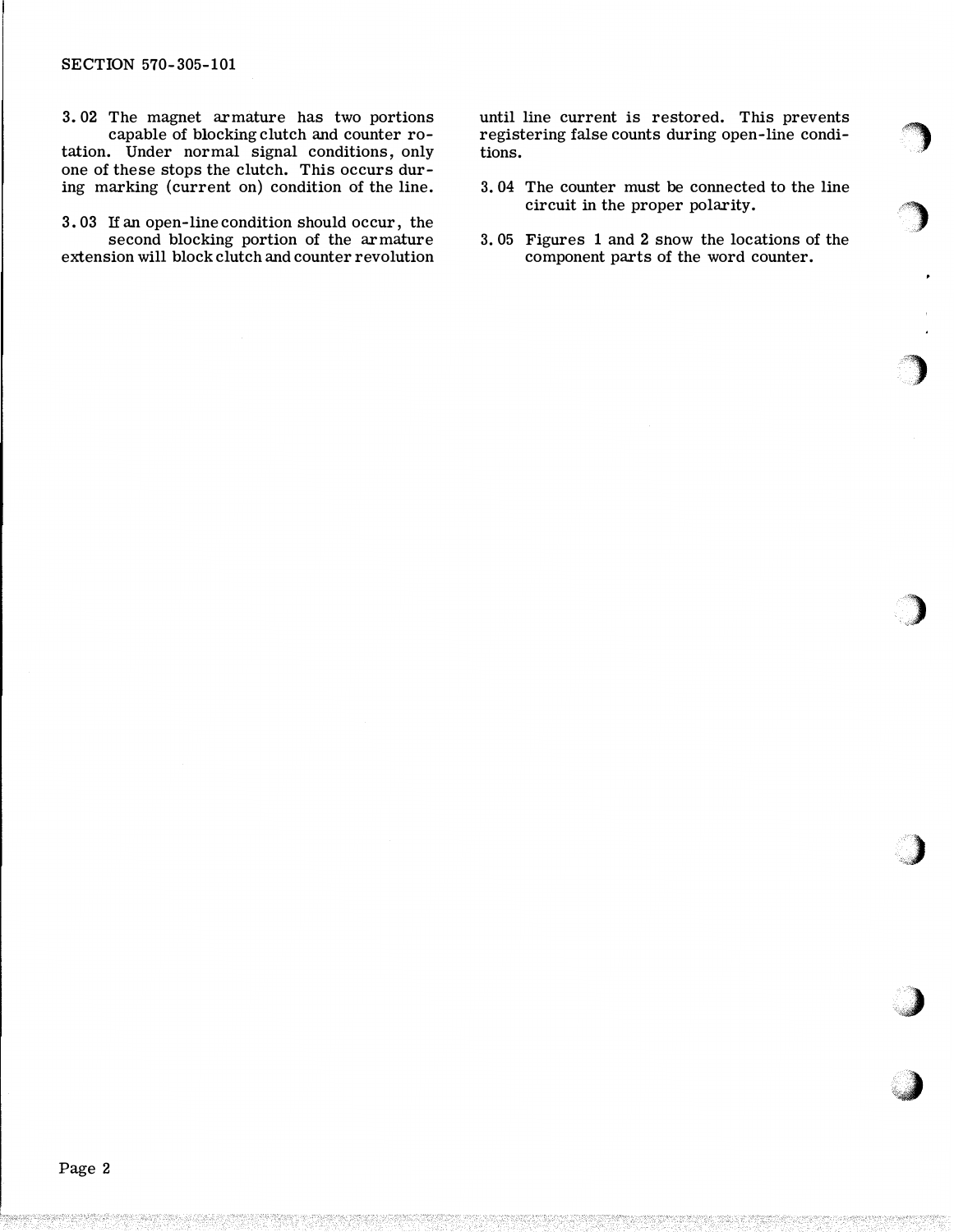3.02 The magnet armature has two portions capable of blocking clutch and counter rotation. Under normal signal conditions, only one of these stops the clutch. This occurs during marking (current on) condition of the line.

3.03 If an open-line condition should occur, the second blocking portion of the armature extension will block clutch and counter revolution until line current is restored. This prevents registering false counts during open-line conditions.

3.04 The counter must be connected to the line circuit in the proper polarity.

3.05 Figures 1 and 2 show the locations of the component parts of the word counter.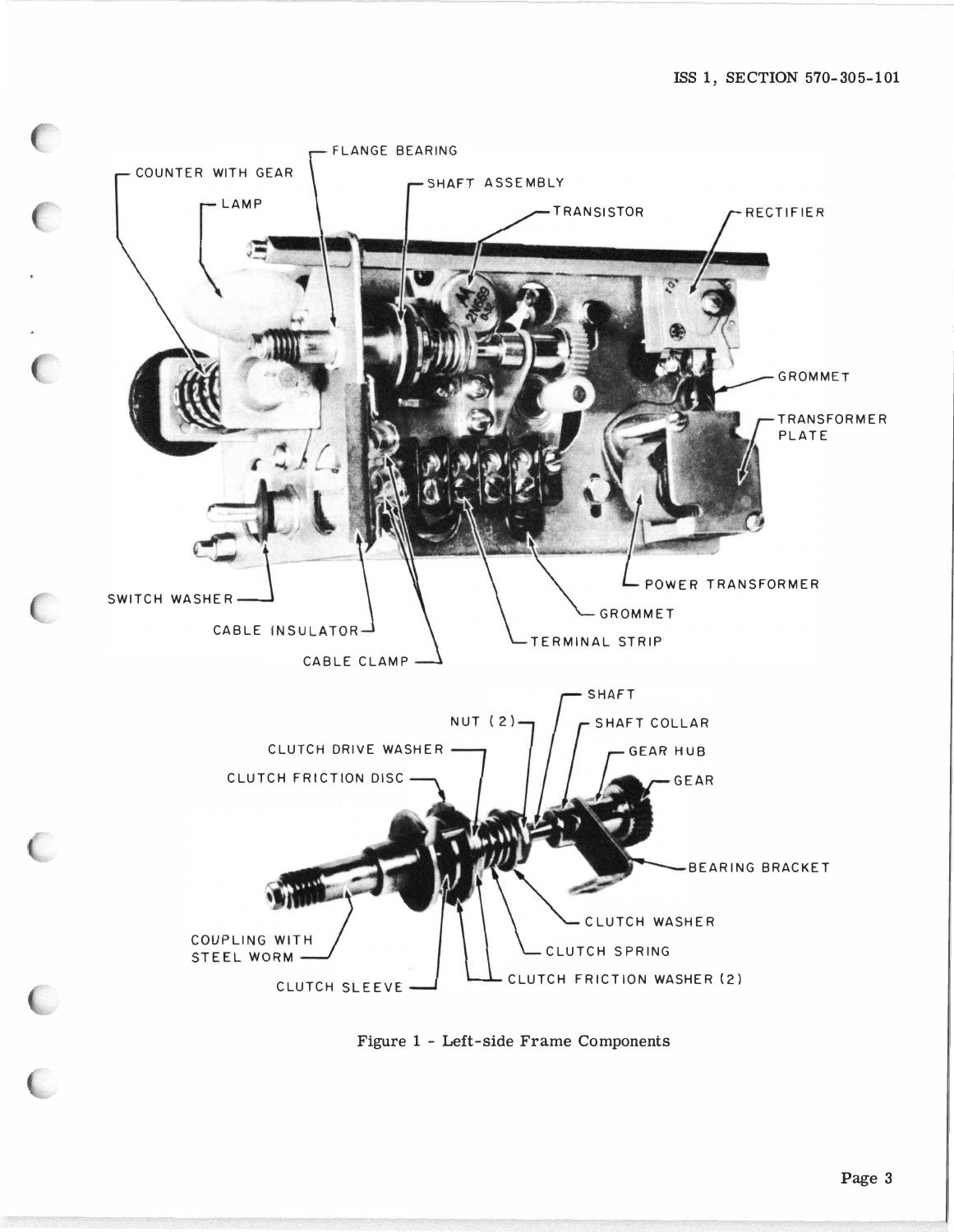Figure 1 - Left-side Frame Components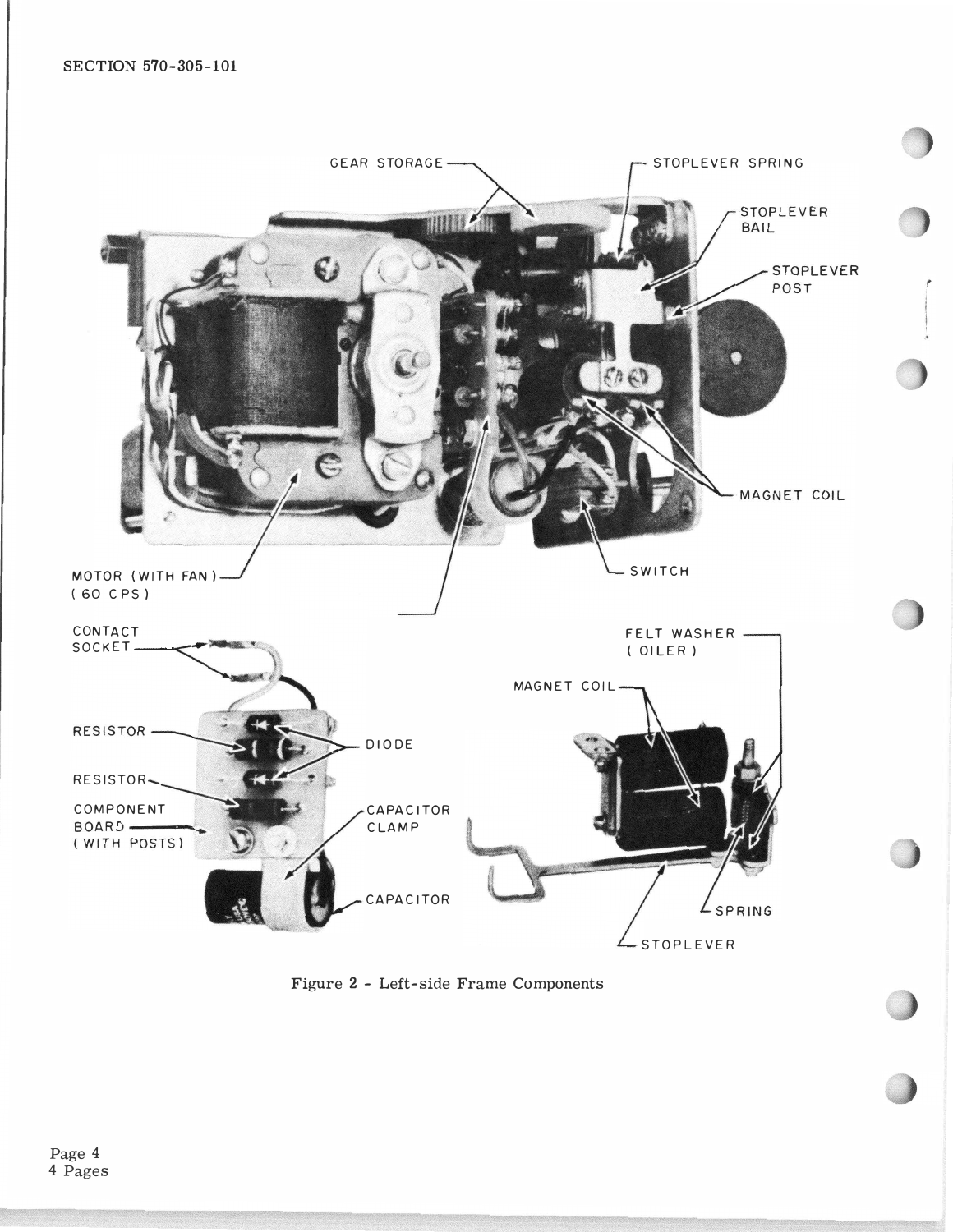GEAR STORAGE

STOPLEVER SPRING

STOPLEVER BAIL

STOPLEVER POST

MAGNET COIL

SWITCH

MOTOR (WITH FAN) (60 CPS)

CONTACT SOCKET

RESISTOR

DIODE

RESISTOR

COMPONENT BOARD (WITH POSTS)

CAPACITOR CLAMP

CAPACITOR

FELT WASHER (OILER)

MAGNET COIL

SPRING

STOPLEVER

Figure 2 - Left-side Frame Components